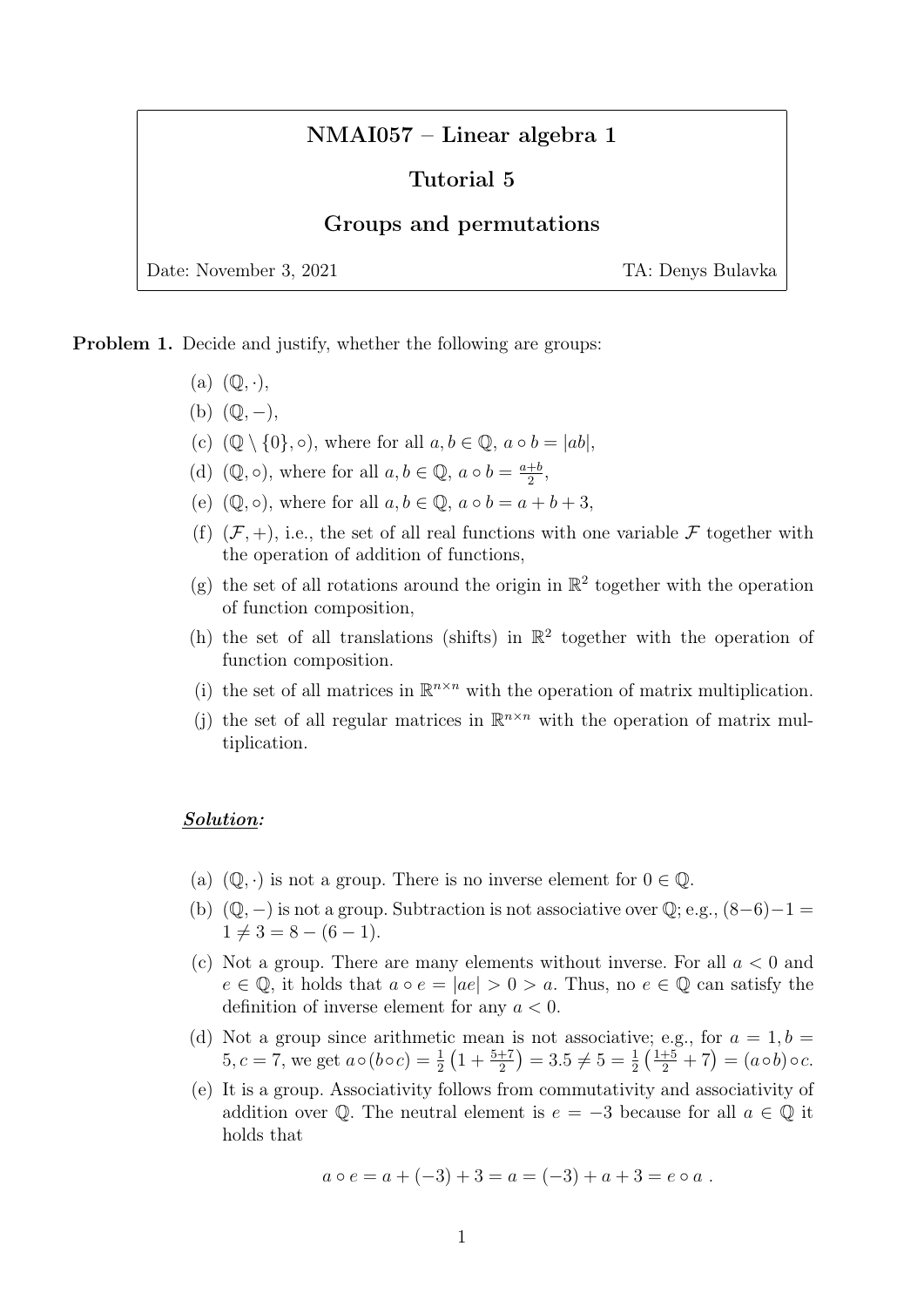# NMAI057 – Linear algebra 1

## Tutorial 5

## Groups and permutations

Date: November 3, 2021 TA: Denys Bulavka

**Problem 1.** Decide and justify, whether the following are groups:

(a) $(\mathbb{Q}, \cdot)$,

(b) $(\mathbb{Q}, -)$,

(c) $(\mathbb{Q} \setminus \{0\}, \circ)$, where for all $a, b \in \mathbb{Q}$, $a \circ b = |ab|$,

(d) $(\mathbb{Q}, \circ)$, where for all $a, b \in \mathbb{Q}$, $a \circ b = \frac{a+b}{2}$,

(e) $(\mathbb{Q}, \circ)$, where for all $a, b \in \mathbb{Q}$, $a \circ b = a + b + 3$,

(f) $(\mathcal{F}, +)$, i.e., the set of all real functions with one variable $\mathcal{F}$ together with the operation of addition of functions,

(g) the set of all rotations around the origin in $\mathbb{R}^2$ together with the operation of function composition,

(h) the set of all translations (shifts) in $\mathbb{R}^2$ together with the operation of function composition.

(i) the set of all matrices in $\mathbb{R}^{n\times n}$ with the operation of matrix multiplication.

(j) the set of all regular matrices in $\mathbb{R}^{n\times n}$ with the operation of matrix multiplication.

***Solution:***

(a) $(\mathbb{Q}, \cdot)$ is not a group. There is no inverse element for $0 \in \mathbb{Q}$.

(b) $(\mathbb{Q}, -)$ is not a group. Subtraction is not associative over $\mathbb{Q}$; e.g., $(8-6)-1 = 1 \neq 3 = 8 - (6-1)$.

(c) Not a group. There are many elements without inverse. For all $a < 0$ and $e \in \mathbb{Q}$, it holds that $a \circ e = |ae| > 0 > a$. Thus, no $e \in \mathbb{Q}$ can satisfy the definition of inverse element for any $a < 0$.

(d) Not a group since arithmetic mean is not associative; e.g., for $a = 1, b = 5, c = 7$, we get $a \circ (b \circ c) = \frac{1}{2}\left(1 + \frac{5+7}{2}\right) = 3.5 \neq 5 = \frac{1}{2}\left(\frac{1+5}{2} + 7\right) = (a \circ b) \circ c$.

(e) It is a group. Associativity follows from commutativity and associativity of addition over $\mathbb{Q}$. The neutral element is $e = -3$ because for all $a \in \mathbb{Q}$ it holds that

$$a \circ e = a + (-3) + 3 = a = (-3) + a + 3 = e \circ a \ .$$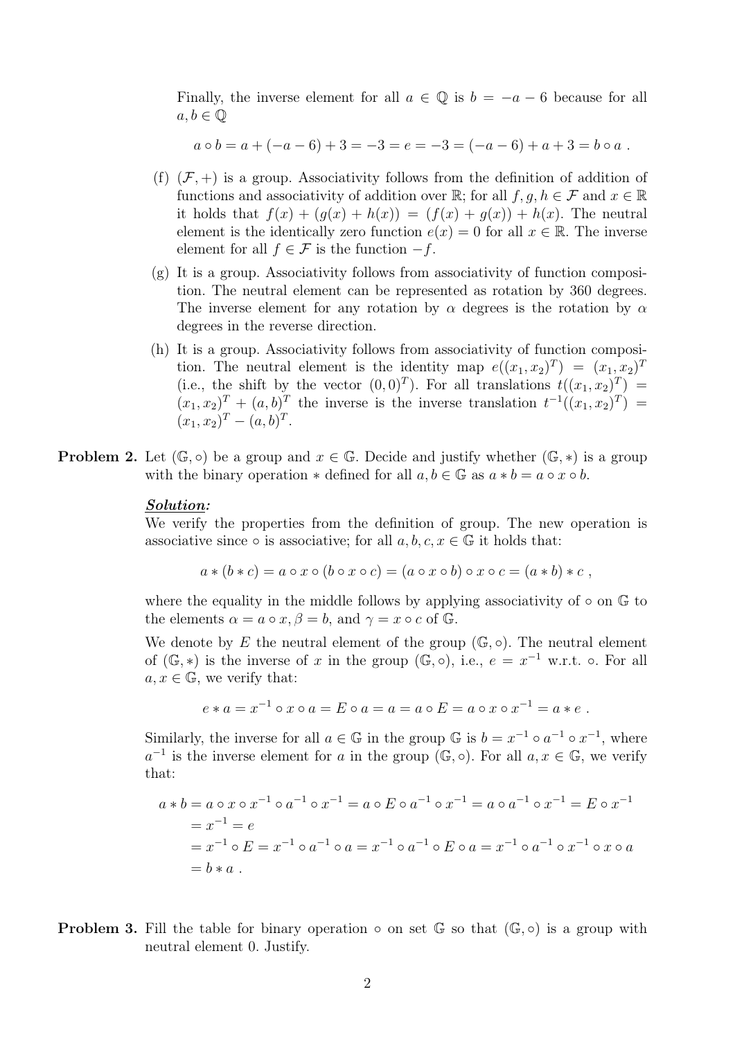Finally, the inverse element for all $a \in \mathbb{Q}$ is $b = -a - 6$ because for all $a, b \in \mathbb{Q}$

$$a \circ b = a + (-a - 6) + 3 = -3 = e = -3 = (-a - 6) + a + 3 = b \circ a \ .$$

(f) $(\mathcal{F}, +)$ is a group. Associativity follows from the definition of addition of functions and associativity of addition over $\mathbb{R}$; for all $f, g, h \in \mathcal{F}$ and $x \in \mathbb{R}$ it holds that $f(x) + (g(x) + h(x)) = (f(x) + g(x)) + h(x)$. The neutral element is the identically zero function $e(x) = 0$ for all $x \in \mathbb{R}$. The inverse element for all $f \in \mathcal{F}$ is the function $-f$.

(g) It is a group. Associativity follows from associativity of function composition. The neutral element can be represented as rotation by 360 degrees. The inverse element for any rotation by $\alpha$ degrees is the rotation by $\alpha$ degrees in the reverse direction.

(h) It is a group. Associativity follows from associativity of function composition. The neutral element is the identity map $e((x_1, x_2)^T) = (x_1, x_2)^T$ (i.e., the shift by the vector $(0, 0)^T$). For all translations $t((x_1, x_2)^T) = (x_1, x_2)^T + (a, b)^T$ the inverse is the inverse translation $t^{-1}((x_1, x_2)^T) = (x_1, x_2)^T - (a, b)^T$.

**Problem 2.** Let $(\mathbb{G}, \circ)$ be a group and $x \in \mathbb{G}$. Decide and justify whether $(\mathbb{G}, *)$ is a group with the binary operation $*$ defined for all $a, b \in \mathbb{G}$ as $a * b = a \circ x \circ b$.

***Solution:***

We verify the properties from the definition of group. The new operation is associative since $\circ$ is associative; for all $a, b, c, x \in \mathbb{G}$ it holds that:

$$a * (b * c) = a \circ x \circ (b \circ x \circ c) = (a \circ x \circ b) \circ x \circ c = (a * b) * c \ ,$$

where the equality in the middle follows by applying associativity of $\circ$ on $\mathbb{G}$ to the elements $\alpha = a \circ x, \beta = b$, and $\gamma = x \circ c$ of $\mathbb{G}$.

We denote by $E$ the neutral element of the group $(\mathbb{G}, \circ)$. The neutral element of $(\mathbb{G}, *)$ is the inverse of $x$ in the group $(\mathbb{G}, \circ)$, i.e., $e = x^{-1}$ w.r.t. $\circ$. For all $a, x \in \mathbb{G}$, we verify that:

$$e * a = x^{-1} \circ x \circ a = E \circ a = a = a \circ E = a \circ x \circ x^{-1} = a * e \ .$$

Similarly, the inverse for all $a \in \mathbb{G}$ in the group $\mathbb{G}$ is $b = x^{-1} \circ a^{-1} \circ x^{-1}$, where $a^{-1}$ is the inverse element for $a$ in the group $(\mathbb{G}, \circ)$. For all $a, x \in \mathbb{G}$, we verify that:

$$\begin{aligned}
a * b &= a \circ x \circ x^{-1} \circ a^{-1} \circ x^{-1} = a \circ E \circ a^{-1} \circ x^{-1} = a \circ a^{-1} \circ x^{-1} = E \circ x^{-1} \\
&= x^{-1} = e \\
&= x^{-1} \circ E = x^{-1} \circ a^{-1} \circ a = x^{-1} \circ a^{-1} \circ E \circ a = x^{-1} \circ a^{-1} \circ x^{-1} \circ x \circ a \\
&= b * a \ .
\end{aligned}$$

**Problem 3.** Fill the table for binary operation $\circ$ on set $\mathbb{G}$ so that $(\mathbb{G}, \circ)$ is a group with neutral element 0. Justify.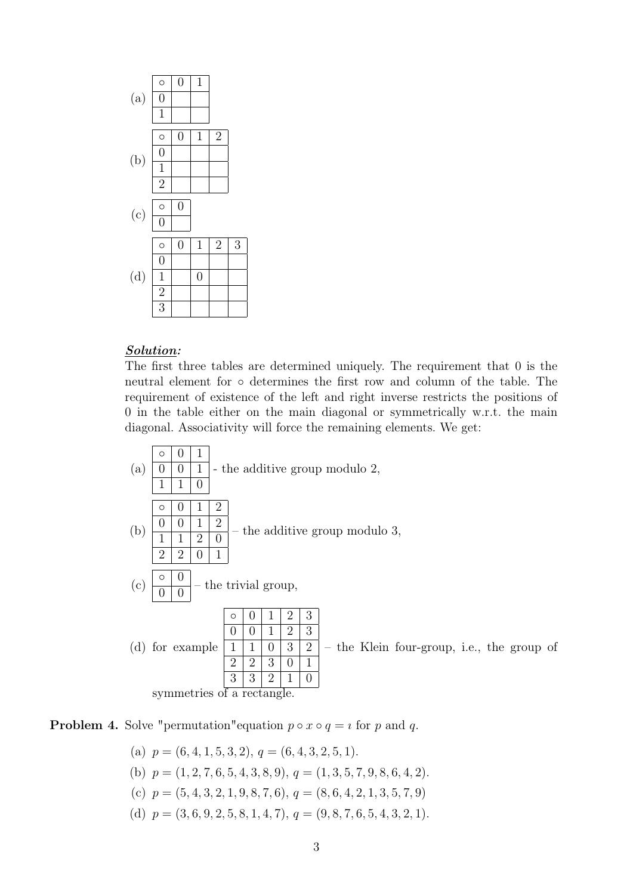(a)

| $\circ$ | 0 | 1 |
|---|---|---|
| 0 | | |
| 1 | | |

(b)

| $\circ$ | 0 | 1 | 2 |
|---|---|---|---|
| 0 | | | |
| 1 | | | |
| 2 | | | |

(c)

| $\circ$ | 0 |
|---|---|
| 0 | |

(d)

| $\circ$ | 0 | 1 | 2 | 3 |
|---|---|---|---|---|
| 0 | | | | |
| 1 | | 0 | | |
| 2 | | | | |
| 3 | | | | |

***Solution:***
The first three tables are determined uniquely. The requirement that 0 is the neutral element for $\circ$ determines the first row and column of the table. The requirement of existence of the left and right inverse restricts the positions of 0 in the table either on the main diagonal or symmetrically w.r.t. the main diagonal. Associativity will force the remaining elements. We get:

(a)

| $\circ$ | 0 | 1 |
|---|---|---|
| 0 | 0 | 1 |
| 1 | 1 | 0 |

- the additive group modulo 2,

(b)

| $\circ$ | 0 | 1 | 2 |
|---|---|---|---|
| 0 | 0 | 1 | 2 |
| 1 | 1 | 2 | 0 |
| 2 | 2 | 0 | 1 |

– the additive group modulo 3,

(c)

| $\circ$ | 0 |
|---|---|
| 0 | 0 |

– the trivial group,

(d) for example

| $\circ$ | 0 | 1 | 2 | 3 |
|---|---|---|---|---|
| 0 | 0 | 1 | 2 | 3 |
| 1 | 1 | 0 | 3 | 2 |
| 2 | 2 | 3 | 0 | 1 |
| 3 | 3 | 2 | 1 | 0 |

– the Klein four-group, i.e., the group of symmetries of a rectangle.

**Problem 4.** Solve "permutation"equation $p \circ x \circ q = \imath$ for $p$ and $q$.

(a) $p = (6, 4, 1, 5, 3, 2)$, $q = (6, 4, 3, 2, 5, 1)$.

(b) $p = (1, 2, 7, 6, 5, 4, 3, 8, 9)$, $q = (1, 3, 5, 7, 9, 8, 6, 4, 2)$.

(c) $p = (5, 4, 3, 2, 1, 9, 8, 7, 6)$, $q = (8, 6, 4, 2, 1, 3, 5, 7, 9)$

(d) $p = (3, 6, 9, 2, 5, 8, 1, 4, 7)$, $q = (9, 8, 7, 6, 5, 4, 3, 2, 1)$.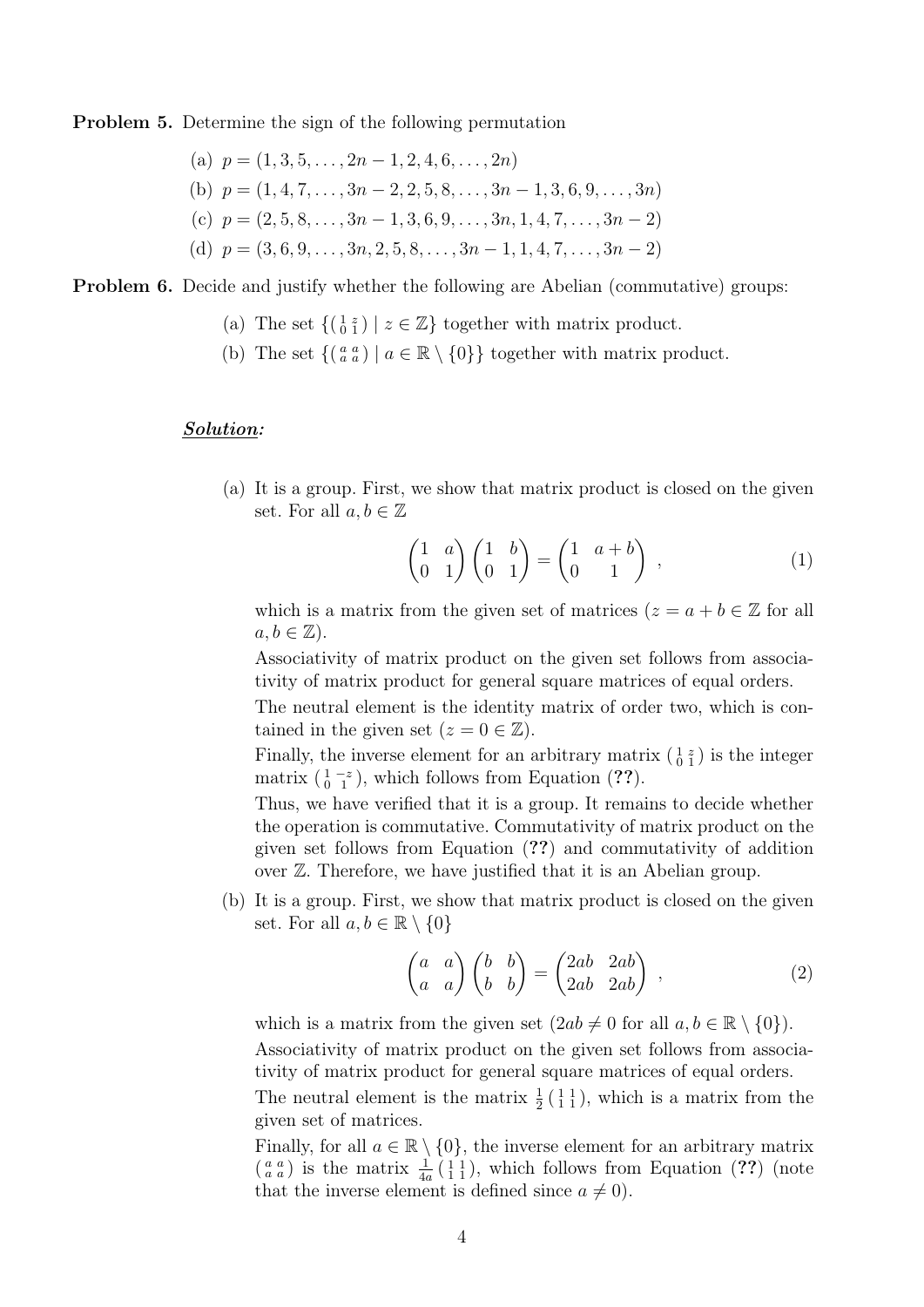**Problem 5.** Determine the sign of the following permutation

(a) $p = (1, 3, 5, \ldots, 2n-1, 2, 4, 6, \ldots, 2n)$

(b) $p = (1, 4, 7, \ldots, 3n-2, 2, 5, 8, \ldots, 3n-1, 3, 6, 9, \ldots, 3n)$

(c) $p = (2, 5, 8, \ldots, 3n-1, 3, 6, 9, \ldots, 3n, 1, 4, 7, \ldots, 3n-2)$

(d) $p = (3, 6, 9, \ldots, 3n, 2, 5, 8, \ldots, 3n-1, 1, 4, 7, \ldots, 3n-2)$

**Problem 6.** Decide and justify whether the following are Abelian (commutative) groups:

(a) The set $\{\left(\begin{smallmatrix} 1 & z \\ 0 & 1 \end{smallmatrix}\right) \mid z \in \mathbb{Z}\}$ together with matrix product.

(b) The set $\{\left(\begin{smallmatrix} a & a \\ a & a \end{smallmatrix}\right) \mid a \in \mathbb{R} \setminus \{0\}\}$ together with matrix product.

***Solution:***

(a) It is a group. First, we show that matrix product is closed on the given set. For all $a, b \in \mathbb{Z}$

$$\begin{pmatrix} 1 & a \\ 0 & 1 \end{pmatrix} \begin{pmatrix} 1 & b \\ 0 & 1 \end{pmatrix} = \begin{pmatrix} 1 & a+b \\ 0 & 1 \end{pmatrix} , \tag{1}$$

which is a matrix from the given set of matrices ($z = a + b \in \mathbb{Z}$ for all $a, b \in \mathbb{Z}$).

Associativity of matrix product on the given set follows from associativity of matrix product for general square matrices of equal orders.

The neutral element is the identity matrix of order two, which is contained in the given set ($z = 0 \in \mathbb{Z}$).

Finally, the inverse element for an arbitrary matrix $\left(\begin{smallmatrix} 1 & z \\ 0 & 1 \end{smallmatrix}\right)$ is the integer matrix $\left(\begin{smallmatrix} 1 & -z \\ 0 & 1 \end{smallmatrix}\right)$, which follows from Equation (**??**).

Thus, we have verified that it is a group. It remains to decide whether the operation is commutative. Commutativity of matrix product on the given set follows from Equation (**??**) and commutativity of addition over $\mathbb{Z}$. Therefore, we have justified that it is an Abelian group.

(b) It is a group. First, we show that matrix product is closed on the given set. For all $a, b \in \mathbb{R} \setminus \{0\}$

$$\begin{pmatrix} a & a \\ a & a \end{pmatrix} \begin{pmatrix} b & b \\ b & b \end{pmatrix} = \begin{pmatrix} 2ab & 2ab \\ 2ab & 2ab \end{pmatrix} , \tag{2}$$

which is a matrix from the given set ($2ab \neq 0$ for all $a, b \in \mathbb{R} \setminus \{0\}$).

Associativity of matrix product on the given set follows from associativity of matrix product for general square matrices of equal orders.

The neutral element is the matrix $\frac{1}{2}\left(\begin{smallmatrix} 1 & 1 \\ 1 & 1 \end{smallmatrix}\right)$, which is a matrix from the given set of matrices.

Finally, for all $a \in \mathbb{R} \setminus \{0\}$, the inverse element for an arbitrary matrix $\left(\begin{smallmatrix} a & a \\ a & a \end{smallmatrix}\right)$ is the matrix $\frac{1}{4a}\left(\begin{smallmatrix} 1 & 1 \\ 1 & 1 \end{smallmatrix}\right)$, which follows from Equation (**??**) (note that the inverse element is defined since $a \neq 0$).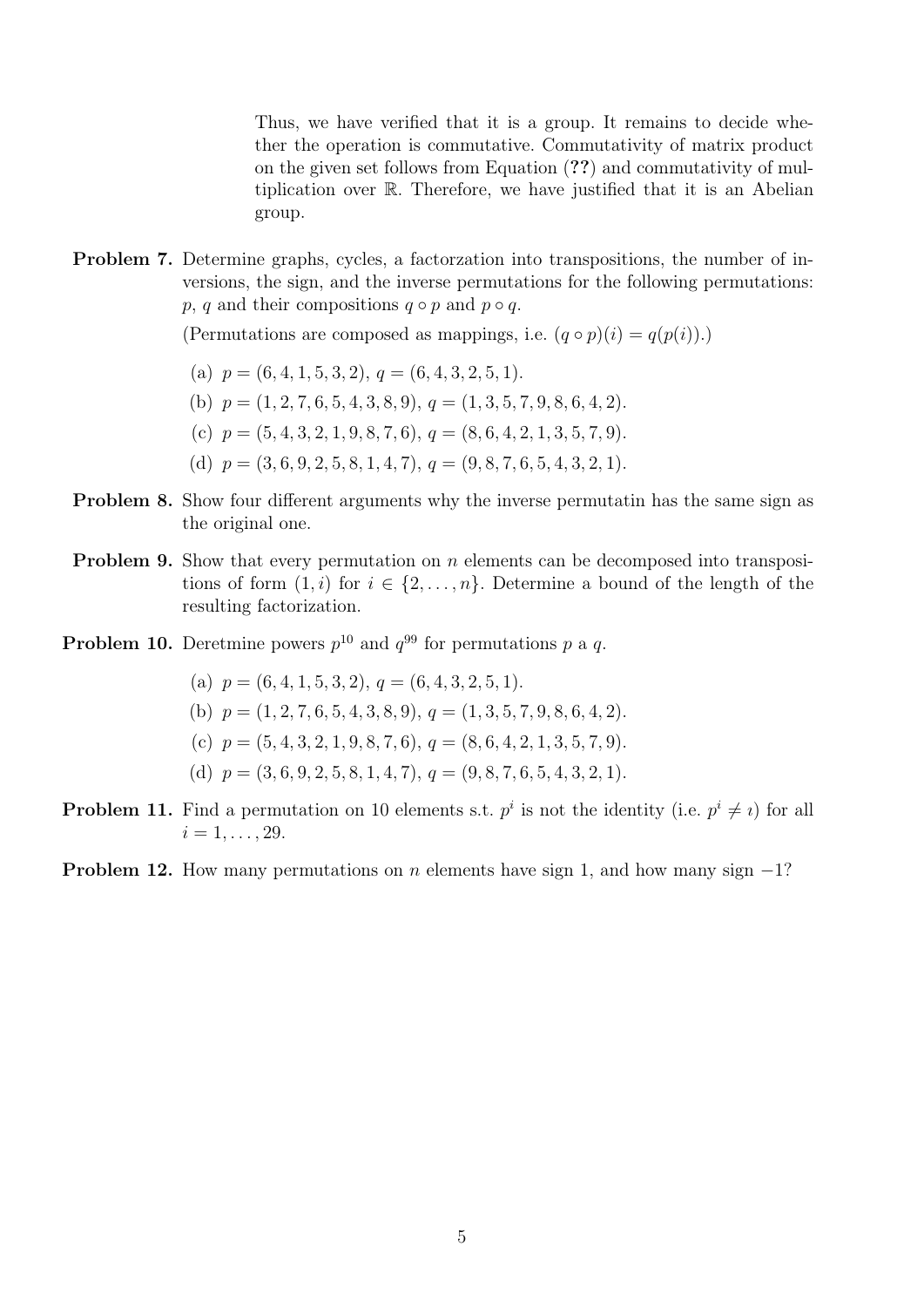Thus, we have verified that it is a group. It remains to decide whether the operation is commutative. Commutativity of matrix product on the given set follows from Equation (**??**) and commutativity of multiplication over $\mathbb{R}$. Therefore, we have justified that it is an Abelian group.

**Problem 7.** Determine graphs, cycles, a factorzation into transpositions, the number of inversions, the sign, and the inverse permutations for the following permutations: $p$, $q$ and their compositions $q \circ p$ and $p \circ q$.

(Permutations are composed as mappings, i.e. $(q \circ p)(i) = q(p(i))$.)

- (a) $p = (6, 4, 1, 5, 3, 2)$, $q = (6, 4, 3, 2, 5, 1)$.
- (b) $p = (1, 2, 7, 6, 5, 4, 3, 8, 9)$, $q = (1, 3, 5, 7, 9, 8, 6, 4, 2)$.
- (c) $p = (5, 4, 3, 2, 1, 9, 8, 7, 6)$, $q = (8, 6, 4, 2, 1, 3, 5, 7, 9)$.
- (d) $p = (3, 6, 9, 2, 5, 8, 1, 4, 7)$, $q = (9, 8, 7, 6, 5, 4, 3, 2, 1)$.

**Problem 8.** Show four different arguments why the inverse permutatin has the same sign as the original one.

**Problem 9.** Show that every permutation on $n$ elements can be decomposed into transpositions of form $(1, i)$ for $i \in \{2, \ldots, n\}$. Determine a bound of the length of the resulting factorization.

**Problem 10.** Deretmine powers $p^{10}$ and $q^{99}$ for permutations $p$ a $q$.

- (a) $p = (6, 4, 1, 5, 3, 2)$, $q = (6, 4, 3, 2, 5, 1)$.
- (b) $p = (1, 2, 7, 6, 5, 4, 3, 8, 9)$, $q = (1, 3, 5, 7, 9, 8, 6, 4, 2)$.
- (c) $p = (5, 4, 3, 2, 1, 9, 8, 7, 6)$, $q = (8, 6, 4, 2, 1, 3, 5, 7, 9)$.
- (d) $p = (3, 6, 9, 2, 5, 8, 1, 4, 7)$, $q = (9, 8, 7, 6, 5, 4, 3, 2, 1)$.

**Problem 11.** Find a permutation on 10 elements s.t. $p^i$ is not the identity (i.e. $p^i \neq \imath$) for all $i = 1, \ldots, 29$.

**Problem 12.** How many permutations on $n$ elements have sign 1, and how many sign $-1$?